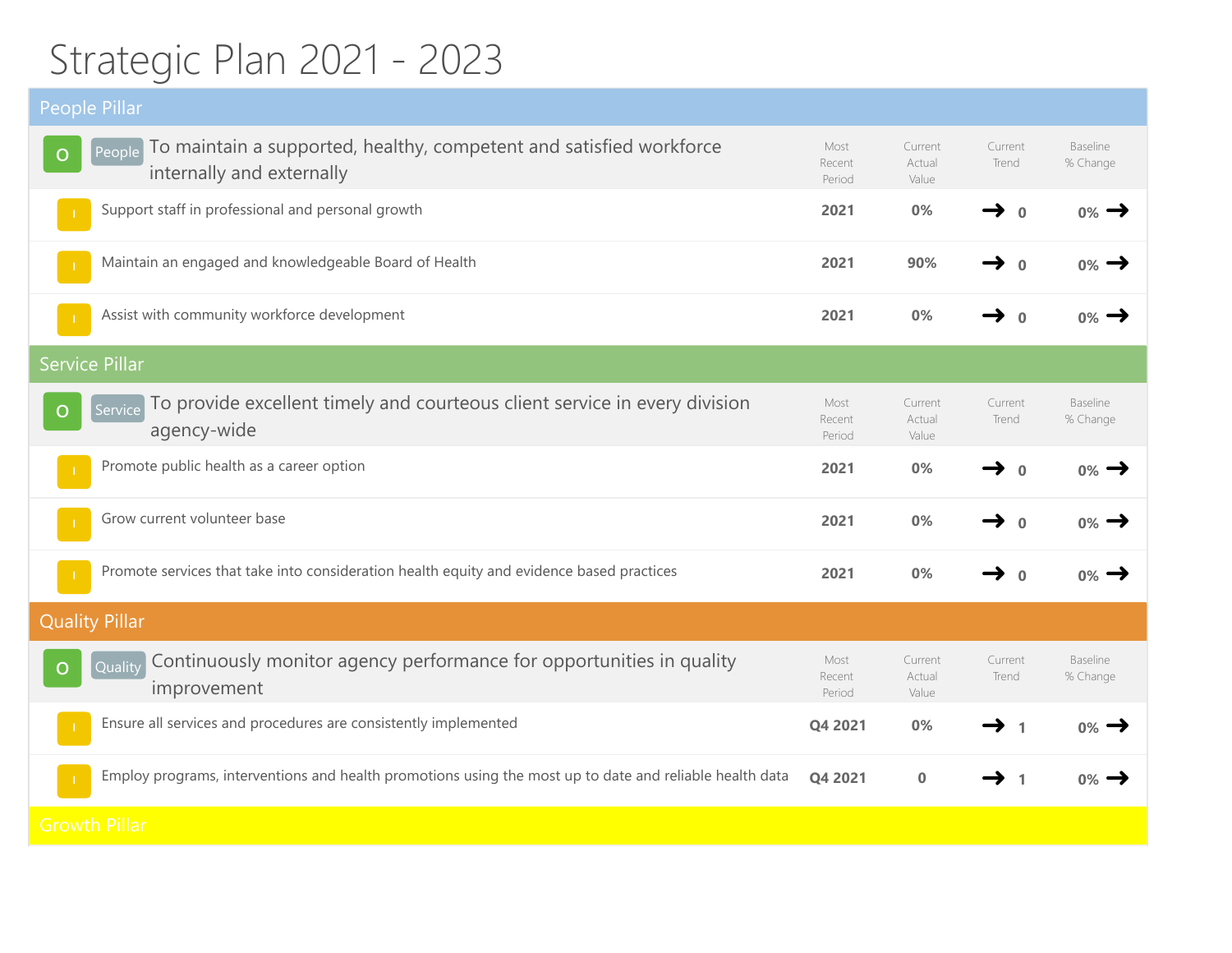# Strategic Plan 2021 - 2023

## People Pillar

| | | Most Recent Period | Current Actual Value | Current Trend | Baseline % Change |
|---|---|---|---|---|---|
| O | People To maintain a supported, healthy, competent and satisfied workforce internally and externally | | | | |
| I | Support staff in professional and personal growth | **2021** | **0%** | → **0** | **0%** → |
| I | Maintain an engaged and knowledgeable Board of Health | **2021** | **90%** | → **0** | **0%** → |
| I | Assist with community workforce development | **2021** | **0%** | → **0** | **0%** → |

## Service Pillar

| | | Most Recent Period | Current Actual Value | Current Trend | Baseline % Change |
|---|---|---|---|---|---|
| O | Service To provide excellent timely and courteous client service in every division agency-wide | | | | |
| I | Promote public health as a career option | **2021** | **0%** | → **0** | **0%** → |
| I | Grow current volunteer base | **2021** | **0%** | → **0** | **0%** → |
| I | Promote services that take into consideration health equity and evidence based practices | **2021** | **0%** | → **0** | **0%** → |

## Quality Pillar

| | | Most Recent Period | Current Actual Value | Current Trend | Baseline % Change |
|---|---|---|---|---|---|
| O | Quality Continuously monitor agency performance for opportunities in quality improvement | | | | |
| I | Ensure all services and procedures are consistently implemented | **Q4 2021** | **0%** | → **1** | **0%** → |
| I | Employ programs, interventions and health promotions using the most up to date and reliable health data | **Q4 2021** | **0** | → **1** | **0%** → |

## Growth Pillar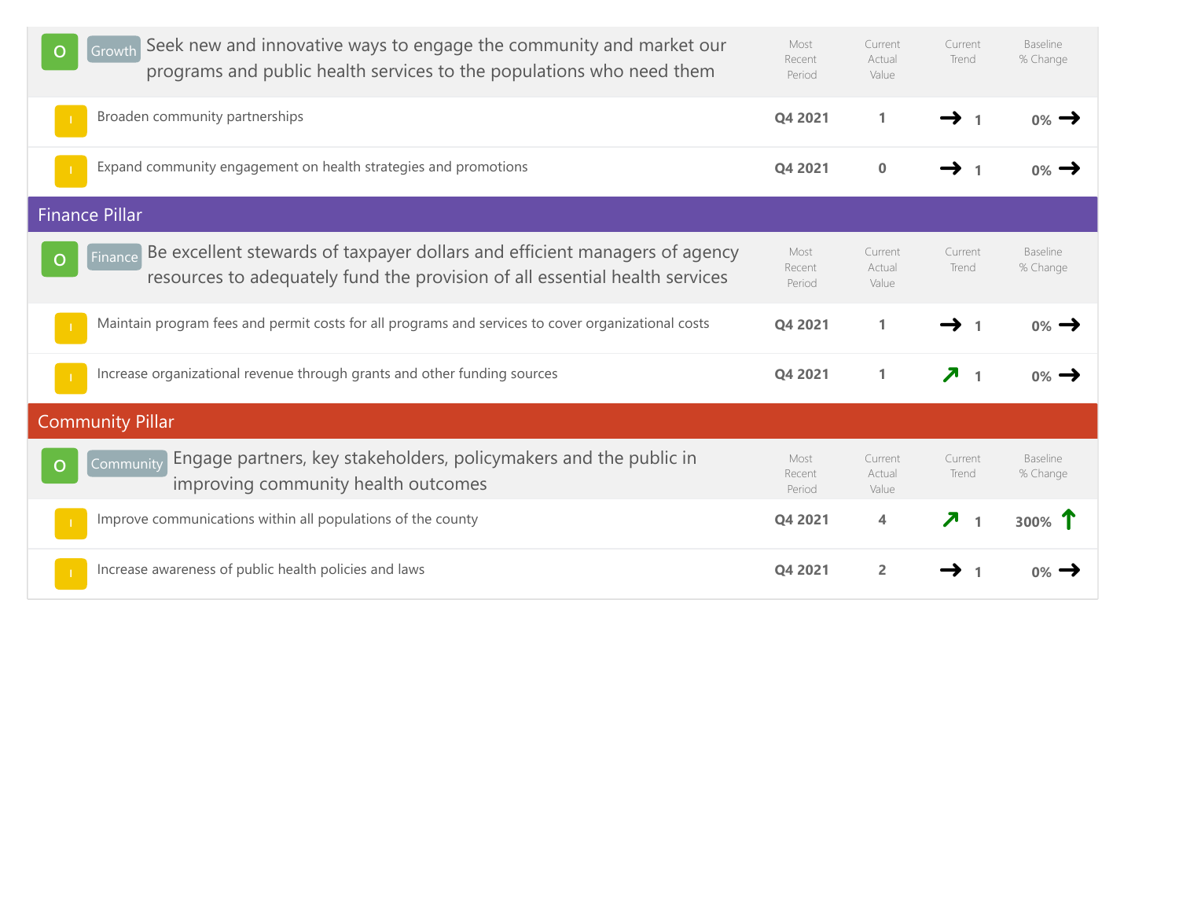| | | Most Recent Period | Current Actual Value | Current Trend | Baseline % Change |
|---|---|---|---|---|---|
| O | Growth Seek new and innovative ways to engage the community and market our programs and public health services to the populations who need them | | | | |
| I | Broaden community partnerships | Q4 2021 | 1 | → 1 | 0% → |
| I | Expand community engagement on health strategies and promotions | Q4 2021 | 0 | → 1 | 0% → |

## Finance Pillar

| | | Most Recent Period | Current Actual Value | Current Trend | Baseline % Change |
|---|---|---|---|---|---|
| O | Finance Be excellent stewards of taxpayer dollars and efficient managers of agency resources to adequately fund the provision of all essential health services | | | | |
| I | Maintain program fees and permit costs for all programs and services to cover organizational costs | Q4 2021 | 1 | → 1 | 0% → |
| I | Increase organizational revenue through grants and other funding sources | Q4 2021 | 1 | ↗ 1 | 0% → |

## Community Pillar

| | | Most Recent Period | Current Actual Value | Current Trend | Baseline % Change |
|---|---|---|---|---|---|
| O | Community Engage partners, key stakeholders, policymakers and the public in improving community health outcomes | | | | |
| I | Improve communications within all populations of the county | Q4 2021 | 4 | ↗ 1 | 300% ↑ |
| I | Increase awareness of public health policies and laws | Q4 2021 | 2 | → 1 | 0% → |